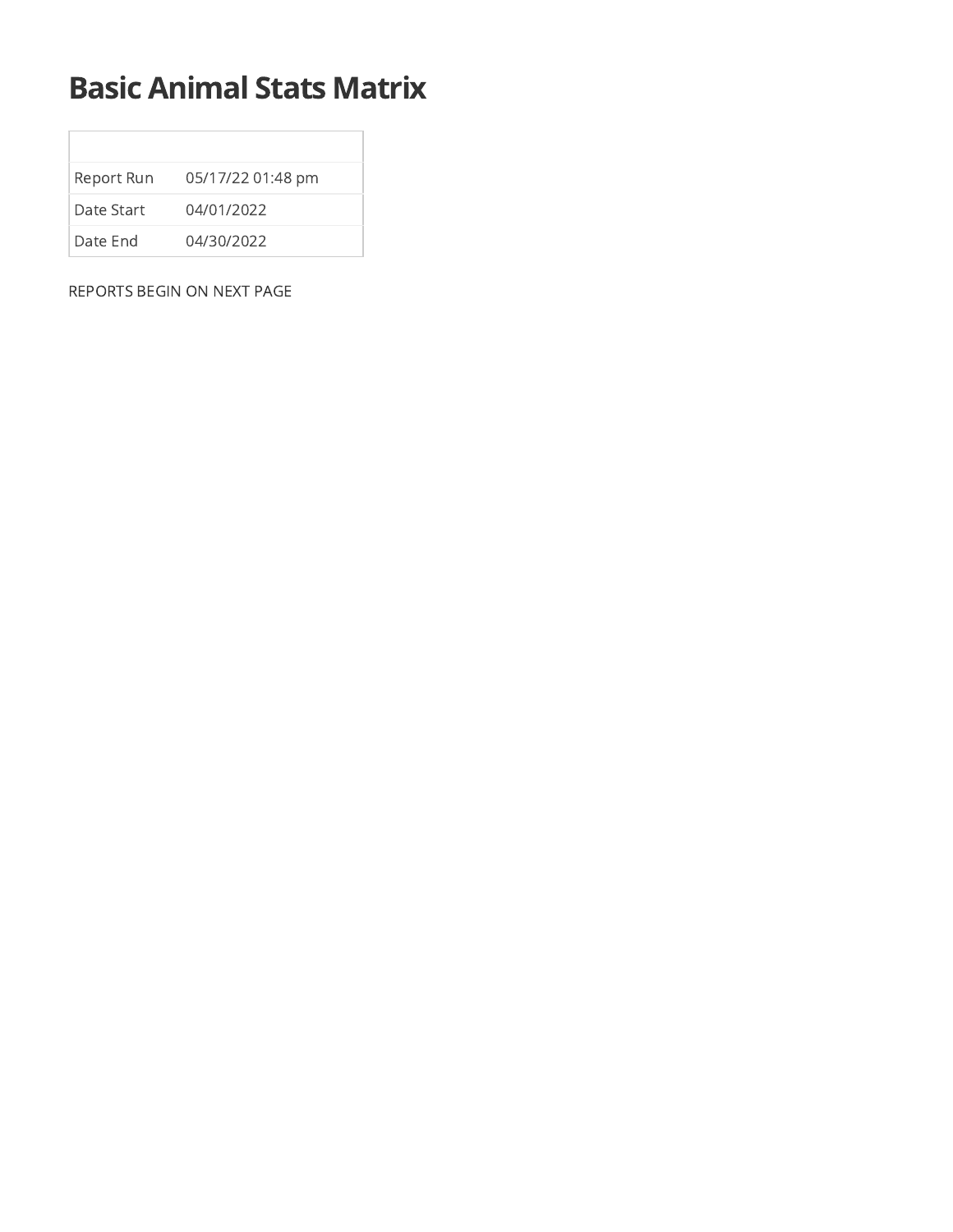# Basic Animal Stats Matrix

| | |
|---|---|
| Report Run | 05/17/22 01:48 pm |
| Date Start | 04/01/2022 |
| Date End | 04/30/2022 |

REPORTS BEGIN ON NEXT PAGE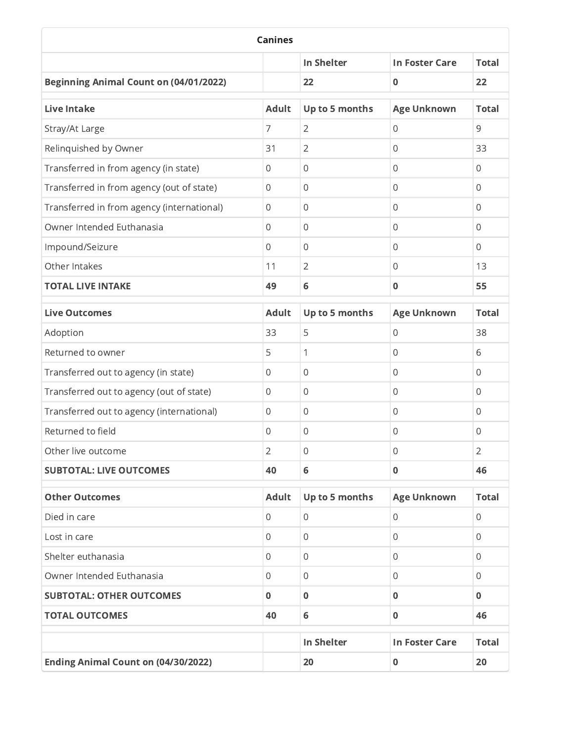| Canines | | | | |
|---|---|---|---|---|
| | | In Shelter | In Foster Care | Total |
| **Beginning Animal Count on (04/01/2022)** | | **22** | **0** | **22** |
| **Live Intake** | **Adult** | **Up to 5 months** | **Age Unknown** | **Total** |
| Stray/At Large | 7 | 2 | 0 | 9 |
| Relinquished by Owner | 31 | 2 | 0 | 33 |
| Transferred in from agency (in state) | 0 | 0 | 0 | 0 |
| Transferred in from agency (out of state) | 0 | 0 | 0 | 0 |
| Transferred in from agency (international) | 0 | 0 | 0 | 0 |
| Owner Intended Euthanasia | 0 | 0 | 0 | 0 |
| Impound/Seizure | 0 | 0 | 0 | 0 |
| Other Intakes | 11 | 2 | 0 | 13 |
| **TOTAL LIVE INTAKE** | **49** | **6** | **0** | **55** |
| **Live Outcomes** | **Adult** | **Up to 5 months** | **Age Unknown** | **Total** |
| Adoption | 33 | 5 | 0 | 38 |
| Returned to owner | 5 | 1 | 0 | 6 |
| Transferred out to agency (in state) | 0 | 0 | 0 | 0 |
| Transferred out to agency (out of state) | 0 | 0 | 0 | 0 |
| Transferred out to agency (international) | 0 | 0 | 0 | 0 |
| Returned to field | 0 | 0 | 0 | 0 |
| Other live outcome | 2 | 0 | 0 | 2 |
| **SUBTOTAL: LIVE OUTCOMES** | **40** | **6** | **0** | **46** |
| **Other Outcomes** | **Adult** | **Up to 5 months** | **Age Unknown** | **Total** |
| Died in care | 0 | 0 | 0 | 0 |
| Lost in care | 0 | 0 | 0 | 0 |
| Shelter euthanasia | 0 | 0 | 0 | 0 |
| Owner Intended Euthanasia | 0 | 0 | 0 | 0 |
| **SUBTOTAL: OTHER OUTCOMES** | **0** | **0** | **0** | **0** |
| **TOTAL OUTCOMES** | **40** | **6** | **0** | **46** |
| | | **In Shelter** | **In Foster Care** | **Total** |
| **Ending Animal Count on (04/30/2022)** | | **20** | **0** | **20** |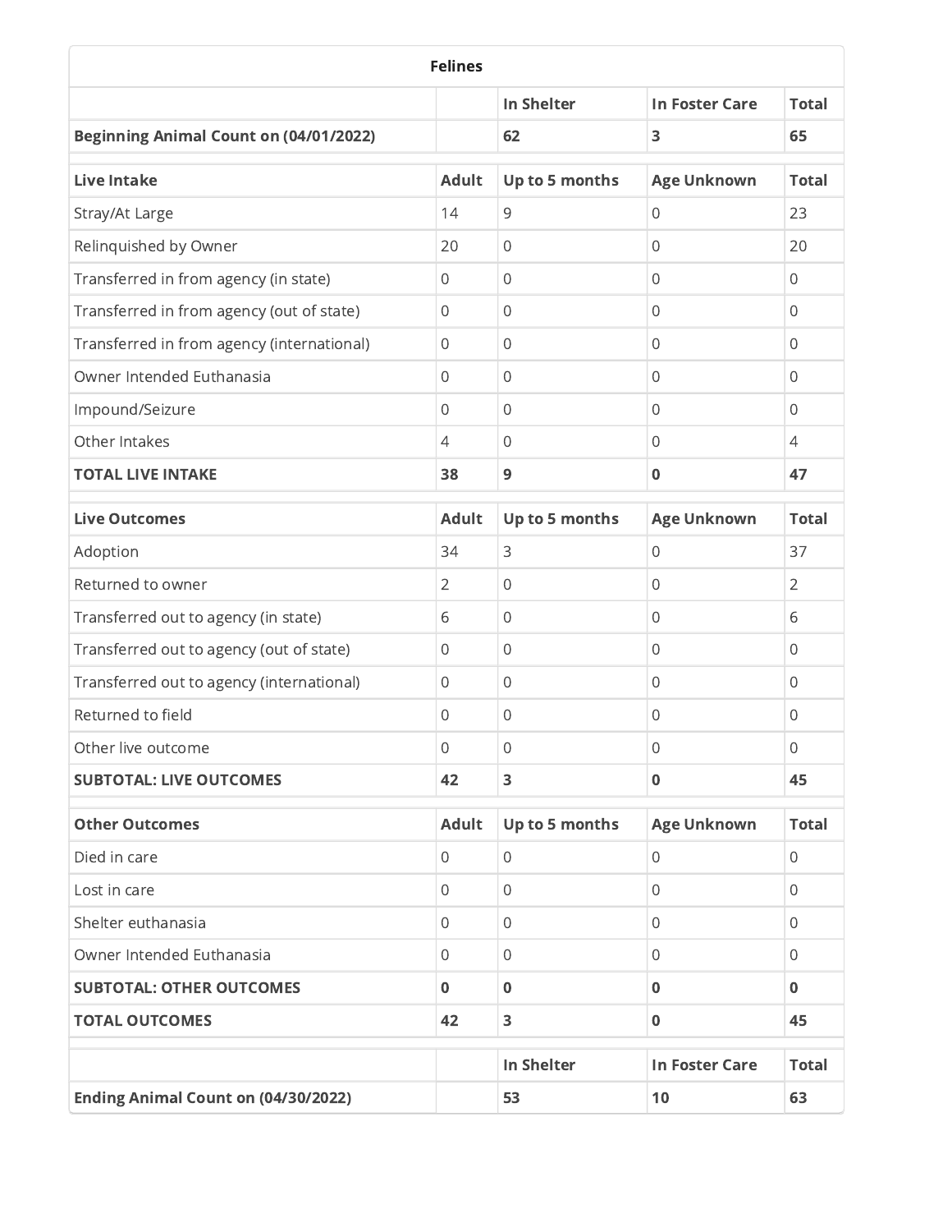## Felines

| | | In Shelter | In Foster Care | Total |
|---|---|---|---|---|
| **Beginning Animal Count on (04/01/2022)** | | **62** | **3** | **65** |

| Live Intake | Adult | Up to 5 months | Age Unknown | Total |
|---|---|---|---|---|
| Stray/At Large | 14 | 9 | 0 | 23 |
| Relinquished by Owner | 20 | 0 | 0 | 20 |
| Transferred in from agency (in state) | 0 | 0 | 0 | 0 |
| Transferred in from agency (out of state) | 0 | 0 | 0 | 0 |
| Transferred in from agency (international) | 0 | 0 | 0 | 0 |
| Owner Intended Euthanasia | 0 | 0 | 0 | 0 |
| Impound/Seizure | 0 | 0 | 0 | 0 |
| Other Intakes | 4 | 0 | 0 | 4 |
| **TOTAL LIVE INTAKE** | **38** | **9** | **0** | **47** |

| Live Outcomes | Adult | Up to 5 months | Age Unknown | Total |
|---|---|---|---|---|
| Adoption | 34 | 3 | 0 | 37 |
| Returned to owner | 2 | 0 | 0 | 2 |
| Transferred out to agency (in state) | 6 | 0 | 0 | 6 |
| Transferred out to agency (out of state) | 0 | 0 | 0 | 0 |
| Transferred out to agency (international) | 0 | 0 | 0 | 0 |
| Returned to field | 0 | 0 | 0 | 0 |
| Other live outcome | 0 | 0 | 0 | 0 |
| **SUBTOTAL: LIVE OUTCOMES** | **42** | **3** | **0** | **45** |

| Other Outcomes | Adult | Up to 5 months | Age Unknown | Total |
|---|---|---|---|---|
| Died in care | 0 | 0 | 0 | 0 |
| Lost in care | 0 | 0 | 0 | 0 |
| Shelter euthanasia | 0 | 0 | 0 | 0 |
| Owner Intended Euthanasia | 0 | 0 | 0 | 0 |
| **SUBTOTAL: OTHER OUTCOMES** | **0** | **0** | **0** | **0** |
| **TOTAL OUTCOMES** | **42** | **3** | **0** | **45** |

| | | In Shelter | In Foster Care | Total |
|---|---|---|---|---|
| **Ending Animal Count on (04/30/2022)** | | **53** | **10** | **63** |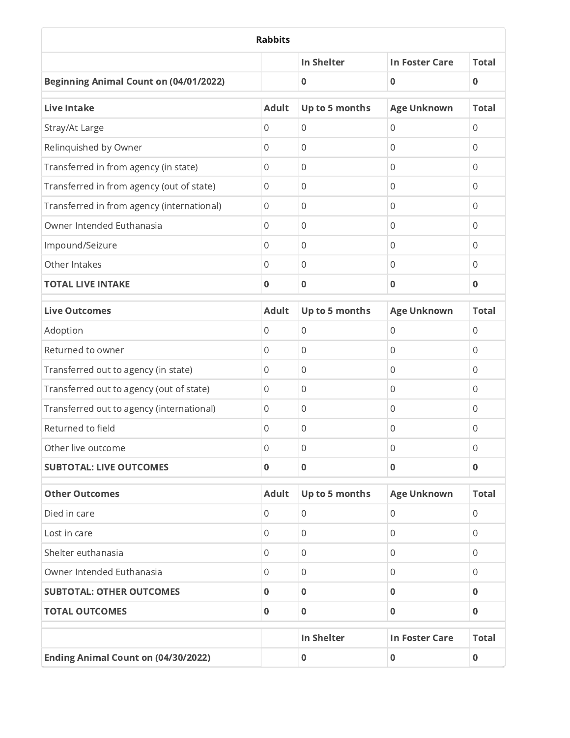| Rabbits | | | | |
|---|---|---|---|---|
| | | **In Shelter** | **In Foster Care** | **Total** |
| **Beginning Animal Count on (04/01/2022)** | | **0** | **0** | **0** |
| **Live Intake** | **Adult** | **Up to 5 months** | **Age Unknown** | **Total** |
| Stray/At Large | 0 | 0 | 0 | 0 |
| Relinquished by Owner | 0 | 0 | 0 | 0 |
| Transferred in from agency (in state) | 0 | 0 | 0 | 0 |
| Transferred in from agency (out of state) | 0 | 0 | 0 | 0 |
| Transferred in from agency (international) | 0 | 0 | 0 | 0 |
| Owner Intended Euthanasia | 0 | 0 | 0 | 0 |
| Impound/Seizure | 0 | 0 | 0 | 0 |
| Other Intakes | 0 | 0 | 0 | 0 |
| **TOTAL LIVE INTAKE** | **0** | **0** | **0** | **0** |
| **Live Outcomes** | **Adult** | **Up to 5 months** | **Age Unknown** | **Total** |
| Adoption | 0 | 0 | 0 | 0 |
| Returned to owner | 0 | 0 | 0 | 0 |
| Transferred out to agency (in state) | 0 | 0 | 0 | 0 |
| Transferred out to agency (out of state) | 0 | 0 | 0 | 0 |
| Transferred out to agency (international) | 0 | 0 | 0 | 0 |
| Returned to field | 0 | 0 | 0 | 0 |
| Other live outcome | 0 | 0 | 0 | 0 |
| **SUBTOTAL: LIVE OUTCOMES** | **0** | **0** | **0** | **0** |
| **Other Outcomes** | **Adult** | **Up to 5 months** | **Age Unknown** | **Total** |
| Died in care | 0 | 0 | 0 | 0 |
| Lost in care | 0 | 0 | 0 | 0 |
| Shelter euthanasia | 0 | 0 | 0 | 0 |
| Owner Intended Euthanasia | 0 | 0 | 0 | 0 |
| **SUBTOTAL: OTHER OUTCOMES** | **0** | **0** | **0** | **0** |
| **TOTAL OUTCOMES** | **0** | **0** | **0** | **0** |
| | | **In Shelter** | **In Foster Care** | **Total** |
| **Ending Animal Count on (04/30/2022)** | | **0** | **0** | **0** |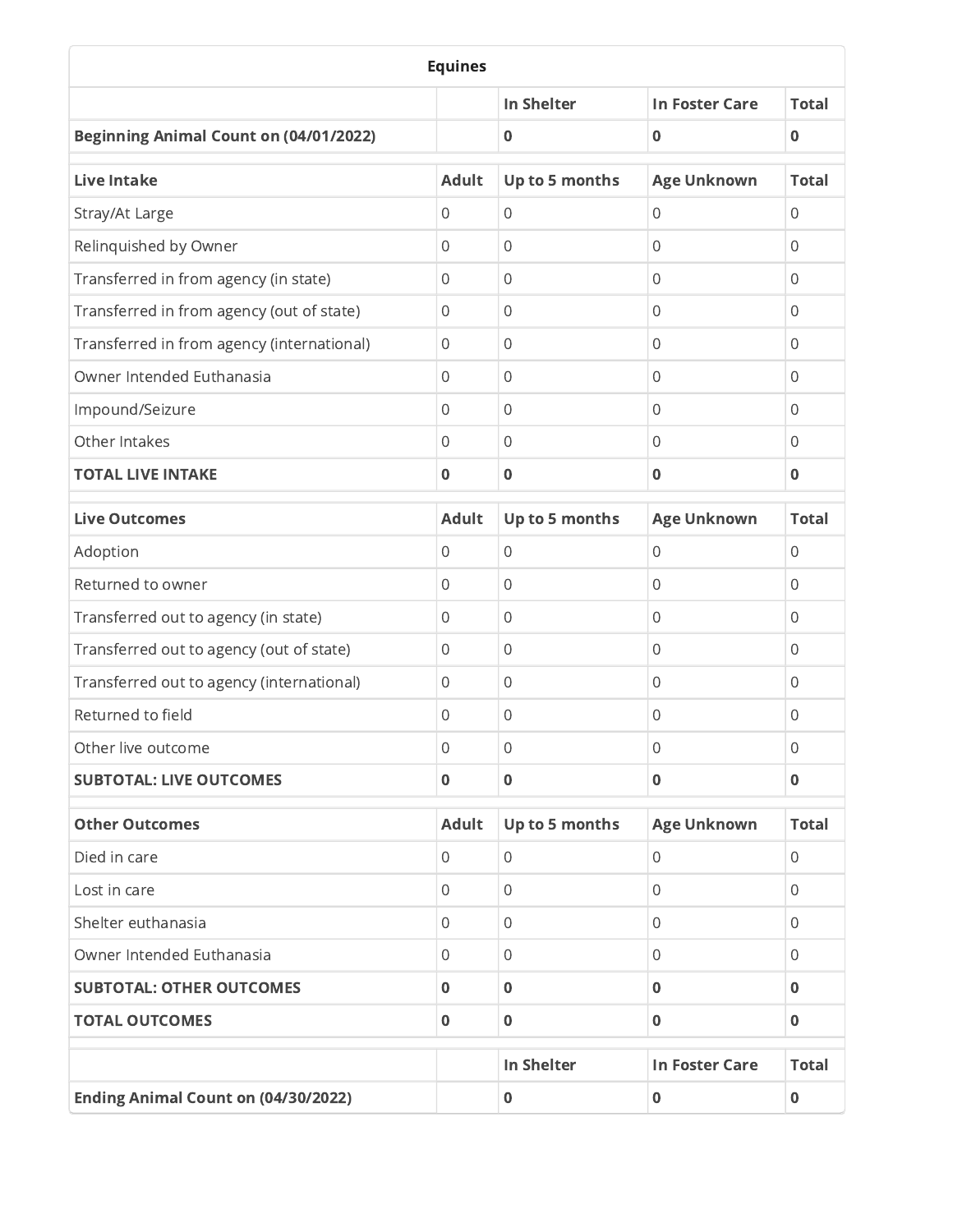| Equines | | | | |
|---|---|---|---|---|
| | | In Shelter | In Foster Care | Total |
| **Beginning Animal Count on (04/01/2022)** | | **0** | **0** | **0** |
| **Live Intake** | **Adult** | **Up to 5 months** | **Age Unknown** | **Total** |
| Stray/At Large | 0 | 0 | 0 | 0 |
| Relinquished by Owner | 0 | 0 | 0 | 0 |
| Transferred in from agency (in state) | 0 | 0 | 0 | 0 |
| Transferred in from agency (out of state) | 0 | 0 | 0 | 0 |
| Transferred in from agency (international) | 0 | 0 | 0 | 0 |
| Owner Intended Euthanasia | 0 | 0 | 0 | 0 |
| Impound/Seizure | 0 | 0 | 0 | 0 |
| Other Intakes | 0 | 0 | 0 | 0 |
| **TOTAL LIVE INTAKE** | **0** | **0** | **0** | **0** |
| **Live Outcomes** | **Adult** | **Up to 5 months** | **Age Unknown** | **Total** |
| Adoption | 0 | 0 | 0 | 0 |
| Returned to owner | 0 | 0 | 0 | 0 |
| Transferred out to agency (in state) | 0 | 0 | 0 | 0 |
| Transferred out to agency (out of state) | 0 | 0 | 0 | 0 |
| Transferred out to agency (international) | 0 | 0 | 0 | 0 |
| Returned to field | 0 | 0 | 0 | 0 |
| Other live outcome | 0 | 0 | 0 | 0 |
| **SUBTOTAL: LIVE OUTCOMES** | **0** | **0** | **0** | **0** |
| **Other Outcomes** | **Adult** | **Up to 5 months** | **Age Unknown** | **Total** |
| Died in care | 0 | 0 | 0 | 0 |
| Lost in care | 0 | 0 | 0 | 0 |
| Shelter euthanasia | 0 | 0 | 0 | 0 |
| Owner Intended Euthanasia | 0 | 0 | 0 | 0 |
| **SUBTOTAL: OTHER OUTCOMES** | **0** | **0** | **0** | **0** |
| **TOTAL OUTCOMES** | **0** | **0** | **0** | **0** |
| | | **In Shelter** | **In Foster Care** | **Total** |
| **Ending Animal Count on (04/30/2022)** | | **0** | **0** | **0** |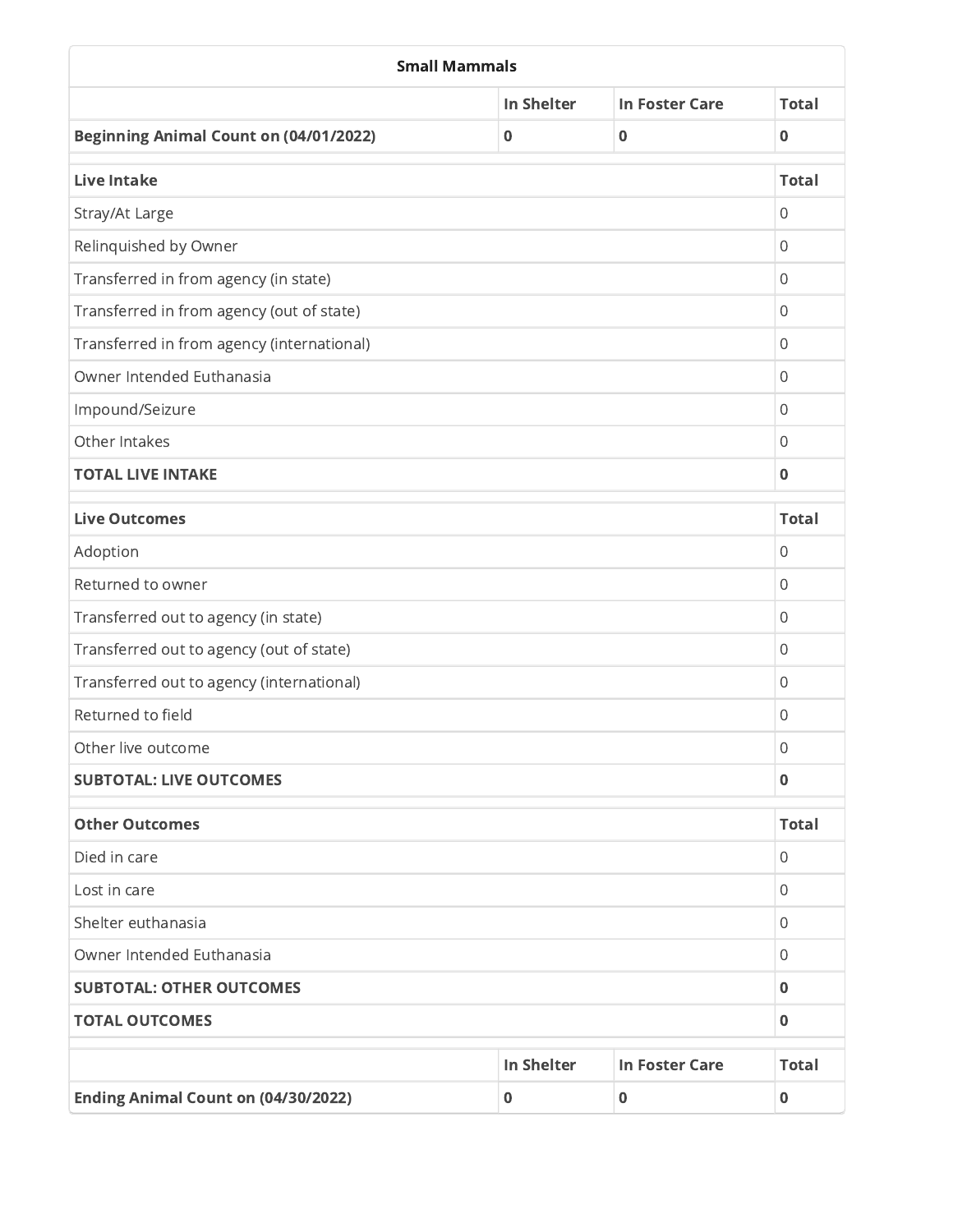| Small Mammals | | | |
|---|---|---|---|
| | **In Shelter** | **In Foster Care** | **Total** |
| **Beginning Animal Count on (04/01/2022)** | **0** | **0** | **0** |

| **Live Intake** | **Total** |
|---|---|
| Stray/At Large | 0 |
| Relinquished by Owner | 0 |
| Transferred in from agency (in state) | 0 |
| Transferred in from agency (out of state) | 0 |
| Transferred in from agency (international) | 0 |
| Owner Intended Euthanasia | 0 |
| Impound/Seizure | 0 |
| Other Intakes | 0 |
| **TOTAL LIVE INTAKE** | **0** |

| **Live Outcomes** | **Total** |
|---|---|
| Adoption | 0 |
| Returned to owner | 0 |
| Transferred out to agency (in state) | 0 |
| Transferred out to agency (out of state) | 0 |
| Transferred out to agency (international) | 0 |
| Returned to field | 0 |
| Other live outcome | 0 |
| **SUBTOTAL: LIVE OUTCOMES** | **0** |

| **Other Outcomes** | **Total** |
|---|---|
| Died in care | 0 |
| Lost in care | 0 |
| Shelter euthanasia | 0 |
| Owner Intended Euthanasia | 0 |
| **SUBTOTAL: OTHER OUTCOMES** | **0** |
| **TOTAL OUTCOMES** | **0** |

| | **In Shelter** | **In Foster Care** | **Total** |
|---|---|---|---|
| **Ending Animal Count on (04/30/2022)** | **0** | **0** | **0** |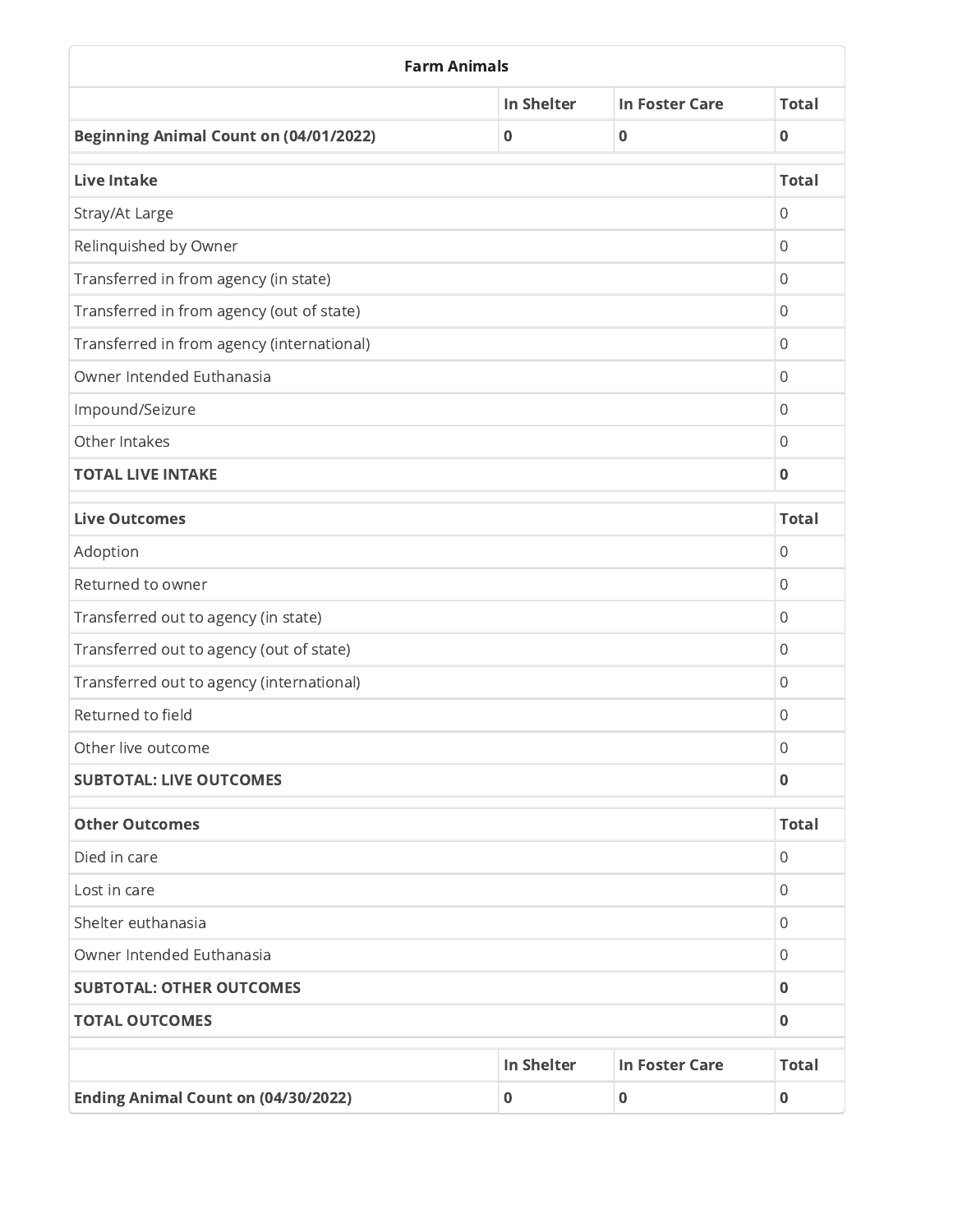## Farm Animals

| | In Shelter | In Foster Care | Total |
|---|---|---|---|
| **Beginning Animal Count on (04/01/2022)** | **0** | **0** | **0** |

| Live Intake | Total |
|---|---|
| Stray/At Large | 0 |
| Relinquished by Owner | 0 |
| Transferred in from agency (in state) | 0 |
| Transferred in from agency (out of state) | 0 |
| Transferred in from agency (international) | 0 |
| Owner Intended Euthanasia | 0 |
| Impound/Seizure | 0 |
| Other Intakes | 0 |
| **TOTAL LIVE INTAKE** | **0** |

| Live Outcomes | Total |
|---|---|
| Adoption | 0 |
| Returned to owner | 0 |
| Transferred out to agency (in state) | 0 |
| Transferred out to agency (out of state) | 0 |
| Transferred out to agency (international) | 0 |
| Returned to field | 0 |
| Other live outcome | 0 |
| **SUBTOTAL: LIVE OUTCOMES** | **0** |

| Other Outcomes | Total |
|---|---|
| Died in care | 0 |
| Lost in care | 0 |
| Shelter euthanasia | 0 |
| Owner Intended Euthanasia | 0 |
| **SUBTOTAL: OTHER OUTCOMES** | **0** |
| **TOTAL OUTCOMES** | **0** |

| | In Shelter | In Foster Care | Total |
|---|---|---|---|
| **Ending Animal Count on (04/30/2022)** | **0** | **0** | **0** |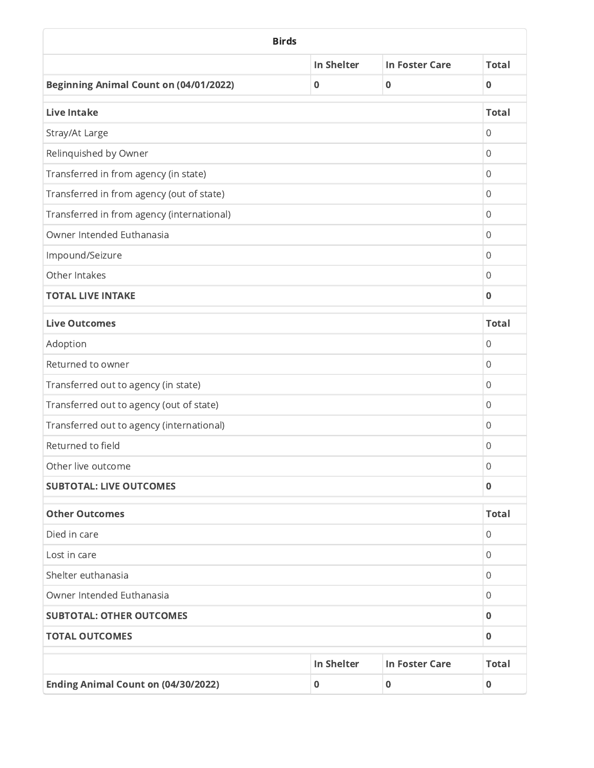| Birds | | | |
|---|---|---|---|
| | **In Shelter** | **In Foster Care** | **Total** |
| **Beginning Animal Count on (04/01/2022)** | **0** | **0** | **0** |

| Live Intake | Total |
|---|---|
| Stray/At Large | 0 |
| Relinquished by Owner | 0 |
| Transferred in from agency (in state) | 0 |
| Transferred in from agency (out of state) | 0 |
| Transferred in from agency (international) | 0 |
| Owner Intended Euthanasia | 0 |
| Impound/Seizure | 0 |
| Other Intakes | 0 |
| **TOTAL LIVE INTAKE** | **0** |

| Live Outcomes | Total |
|---|---|
| Adoption | 0 |
| Returned to owner | 0 |
| Transferred out to agency (in state) | 0 |
| Transferred out to agency (out of state) | 0 |
| Transferred out to agency (international) | 0 |
| Returned to field | 0 |
| Other live outcome | 0 |
| **SUBTOTAL: LIVE OUTCOMES** | **0** |

| Other Outcomes | Total |
|---|---|
| Died in care | 0 |
| Lost in care | 0 |
| Shelter euthanasia | 0 |
| Owner Intended Euthanasia | 0 |
| **SUBTOTAL: OTHER OUTCOMES** | **0** |
| **TOTAL OUTCOMES** | **0** |

| | In Shelter | In Foster Care | Total |
|---|---|---|---|
| **Ending Animal Count on (04/30/2022)** | **0** | **0** | **0** |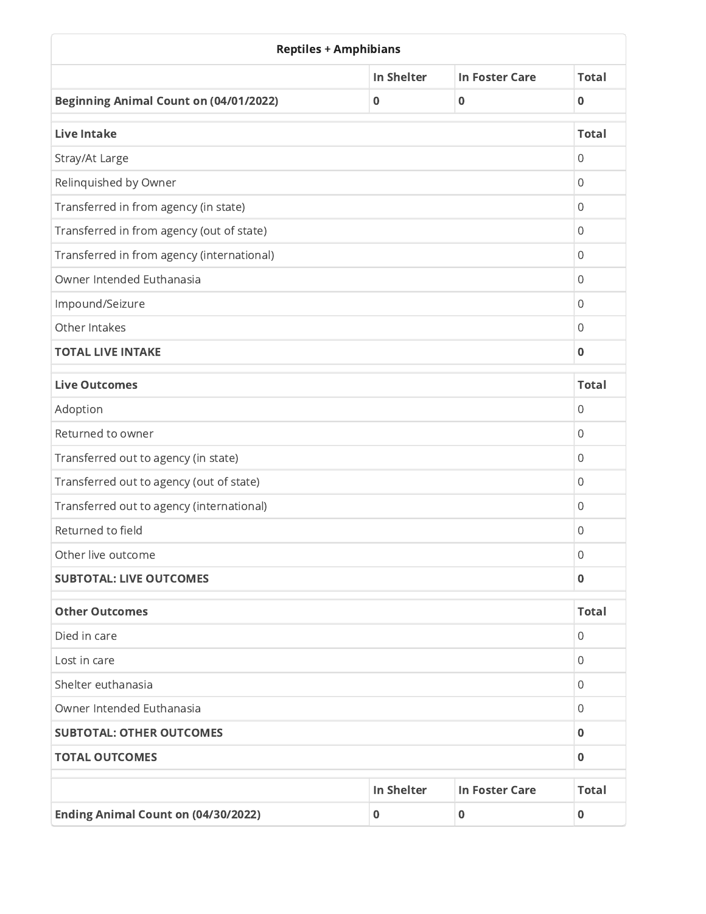| Reptiles + Amphibians | | | |
|---|---|---|---|
| | **In Shelter** | **In Foster Care** | **Total** |
| **Beginning Animal Count on (04/01/2022)** | **0** | **0** | **0** |

| **Live Intake** | **Total** |
|---|---|
| Stray/At Large | 0 |
| Relinquished by Owner | 0 |
| Transferred in from agency (in state) | 0 |
| Transferred in from agency (out of state) | 0 |
| Transferred in from agency (international) | 0 |
| Owner Intended Euthanasia | 0 |
| Impound/Seizure | 0 |
| Other Intakes | 0 |
| **TOTAL LIVE INTAKE** | **0** |

| **Live Outcomes** | **Total** |
|---|---|
| Adoption | 0 |
| Returned to owner | 0 |
| Transferred out to agency (in state) | 0 |
| Transferred out to agency (out of state) | 0 |
| Transferred out to agency (international) | 0 |
| Returned to field | 0 |
| Other live outcome | 0 |
| **SUBTOTAL: LIVE OUTCOMES** | **0** |

| **Other Outcomes** | **Total** |
|---|---|
| Died in care | 0 |
| Lost in care | 0 |
| Shelter euthanasia | 0 |
| Owner Intended Euthanasia | 0 |
| **SUBTOTAL: OTHER OUTCOMES** | **0** |
| **TOTAL OUTCOMES** | **0** |

| | **In Shelter** | **In Foster Care** | **Total** |
|---|---|---|---|
| **Ending Animal Count on (04/30/2022)** | **0** | **0** | **0** |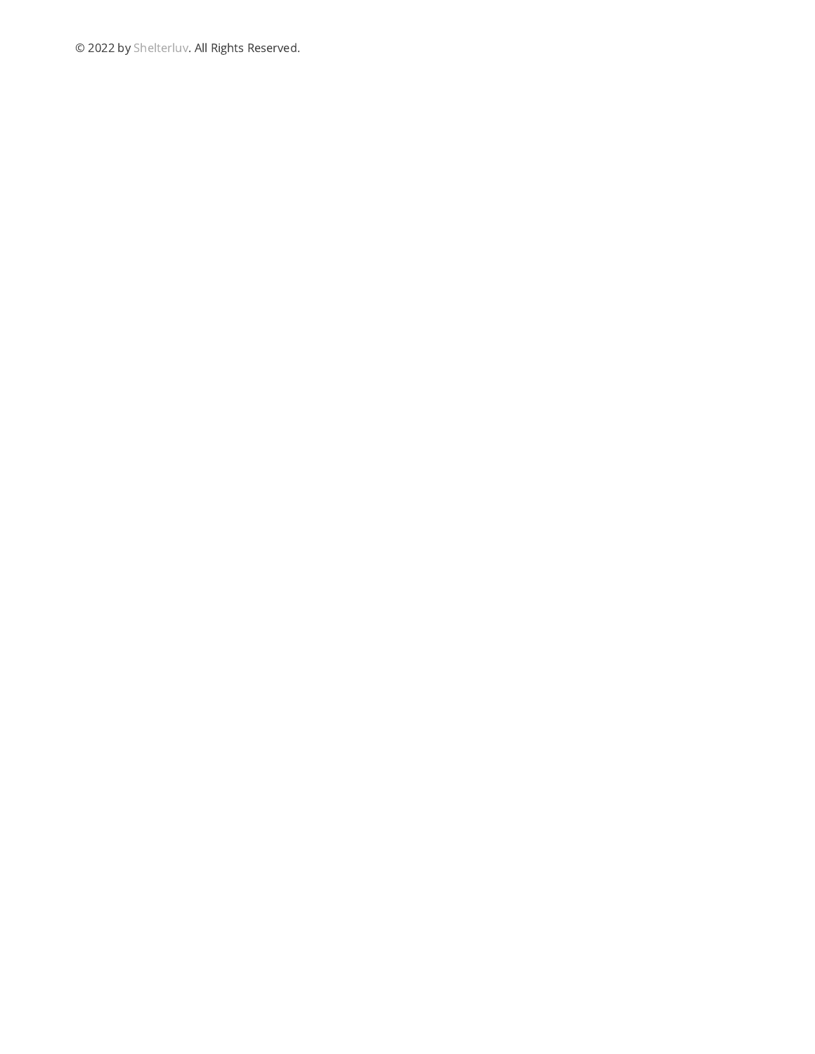© 2022 by Shelterluv. All Rights Reserved.